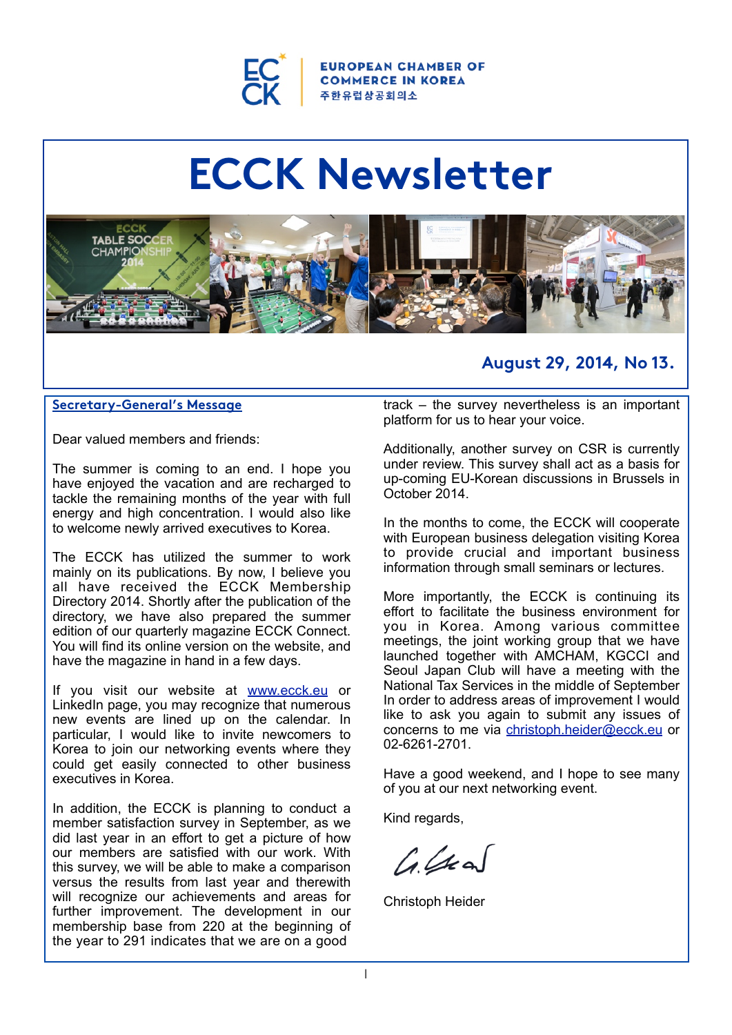EUROPEAN CHAMBER OF COMMERCE IN KOREA
주한유럽상공회의소

# ECCK Newsletter

**August 29, 2014, No 13.**

## Secretary-General's Message

Dear valued members and friends:

The summer is coming to an end. I hope you have enjoyed the vacation and are recharged to tackle the remaining months of the year with full energy and high concentration. I would also like to welcome newly arrived executives to Korea.

The ECCK has utilized the summer to work mainly on its publications. By now, I believe you all have received the ECCK Membership Directory 2014. Shortly after the publication of the directory, we have also prepared the summer edition of our quarterly magazine ECCK Connect. You will find its online version on the website, and have the magazine in hand in a few days.

If you visit our website at [www.ecck.eu](http://www.ecck.eu) or LinkedIn page, you may recognize that numerous new events are lined up on the calendar. In particular, I would like to invite newcomers to Korea to join our networking events where they could get easily connected to other business executives in Korea.

In addition, the ECCK is planning to conduct a member satisfaction survey in September, as we did last year in an effort to get a picture of how our members are satisfied with our work. With this survey, we will be able to make a comparison versus the results from last year and therewith will recognize our achievements and areas for further improvement. The development in our membership base from 220 at the beginning of the year to 291 indicates that we are on a good track – the survey nevertheless is an important platform for us to hear your voice.

Additionally, another survey on CSR is currently under review. This survey shall act as a basis for up-coming EU-Korean discussions in Brussels in October 2014.

In the months to come, the ECCK will cooperate with European business delegation visiting Korea to provide crucial and important business information through small seminars or lectures.

More importantly, the ECCK is continuing its effort to facilitate the business environment for you in Korea. Among various committee meetings, the joint working group that we have launched together with AMCHAM, KGCCI and Seoul Japan Club will have a meeting with the National Tax Services in the middle of September In order to address areas of improvement I would like to ask you again to submit any issues of concerns to me via [christoph.heider@ecck.eu](mailto:christoph.heider@ecck.eu) or 02-6261-2701.

Have a good weekend, and I hope to see many of you at our next networking event.

Kind regards,

Christoph Heider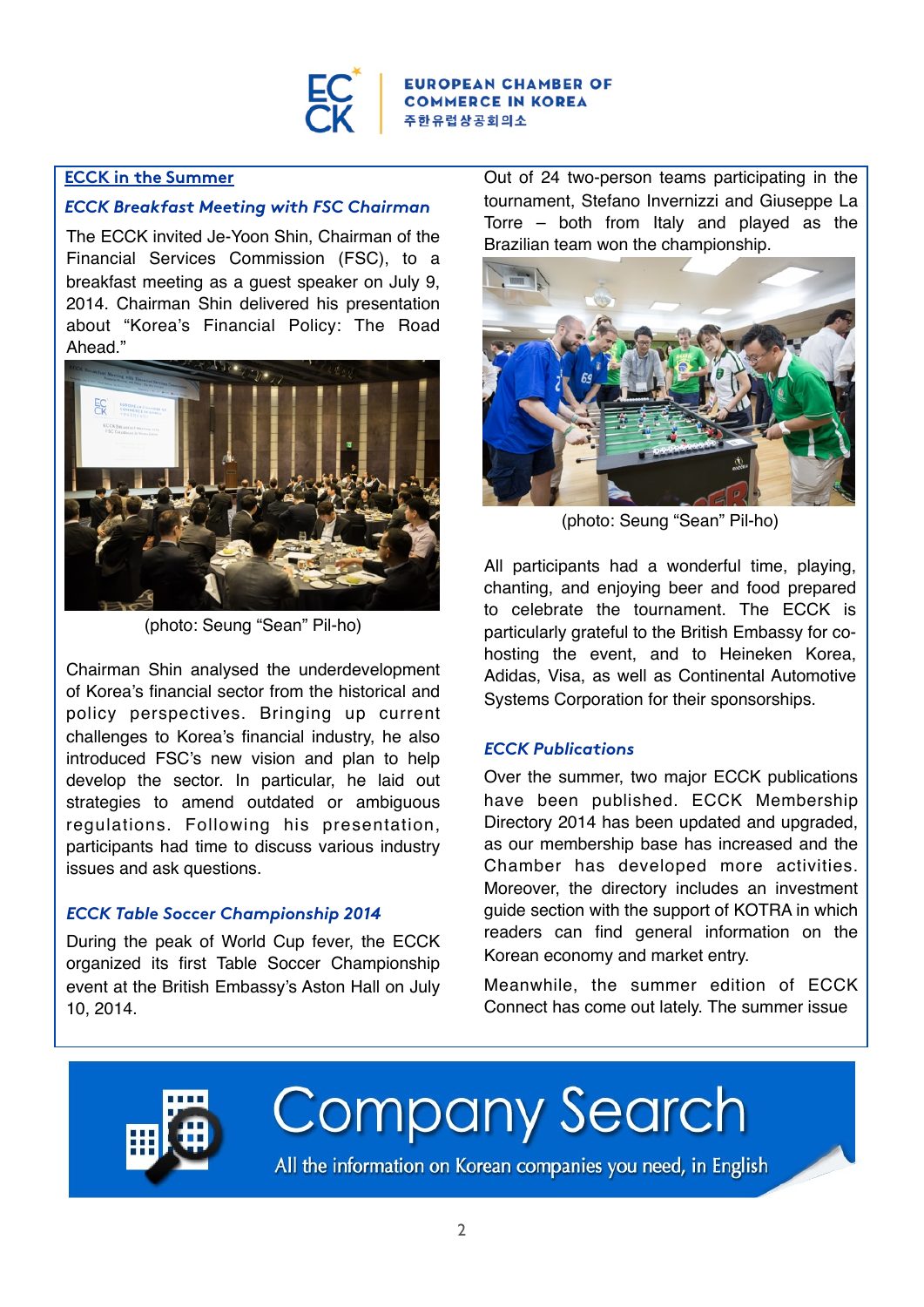## ECCK in the Summer

### *ECCK Breakfast Meeting with FSC Chairman*

The ECCK invited Je-Yoon Shin, Chairman of the Financial Services Commission (FSC), to a breakfast meeting as a guest speaker on July 9, 2014. Chairman Shin delivered his presentation about "Korea's Financial Policy: The Road Ahead."

(photo: Seung "Sean" Pil-ho)

Chairman Shin analysed the underdevelopment of Korea's financial sector from the historical and policy perspectives. Bringing up current challenges to Korea's financial industry, he also introduced FSC's new vision and plan to help develop the sector. In particular, he laid out strategies to amend outdated or ambiguous regulations. Following his presentation, participants had time to discuss various industry issues and ask questions.

### *ECCK Table Soccer Championship 2014*

During the peak of World Cup fever, the ECCK organized its first Table Soccer Championship event at the British Embassy's Aston Hall on July 10, 2014. Out of 24 two-person teams participating in the tournament, Stefano Invernizzi and Giuseppe La Torre – both from Italy and played as the Brazilian team won the championship.

(photo: Seung "Sean" Pil-ho)

All participants had a wonderful time, playing, chanting, and enjoying beer and food prepared to celebrate the tournament. The ECCK is particularly grateful to the British Embassy for co-hosting the event, and to Heineken Korea, Adidas, Visa, as well as Continental Automotive Systems Corporation for their sponsorships.

### *ECCK Publications*

Over the summer, two major ECCK publications have been published. ECCK Membership Directory 2014 has been updated and upgraded, as our membership base has increased and the Chamber has developed more activities. Moreover, the directory includes an investment guide section with the support of KOTRA in which readers can find general information on the Korean economy and market entry.

Meanwhile, the summer edition of ECCK Connect has come out lately. The summer issue

Company Search

All the information on Korean companies you need, in English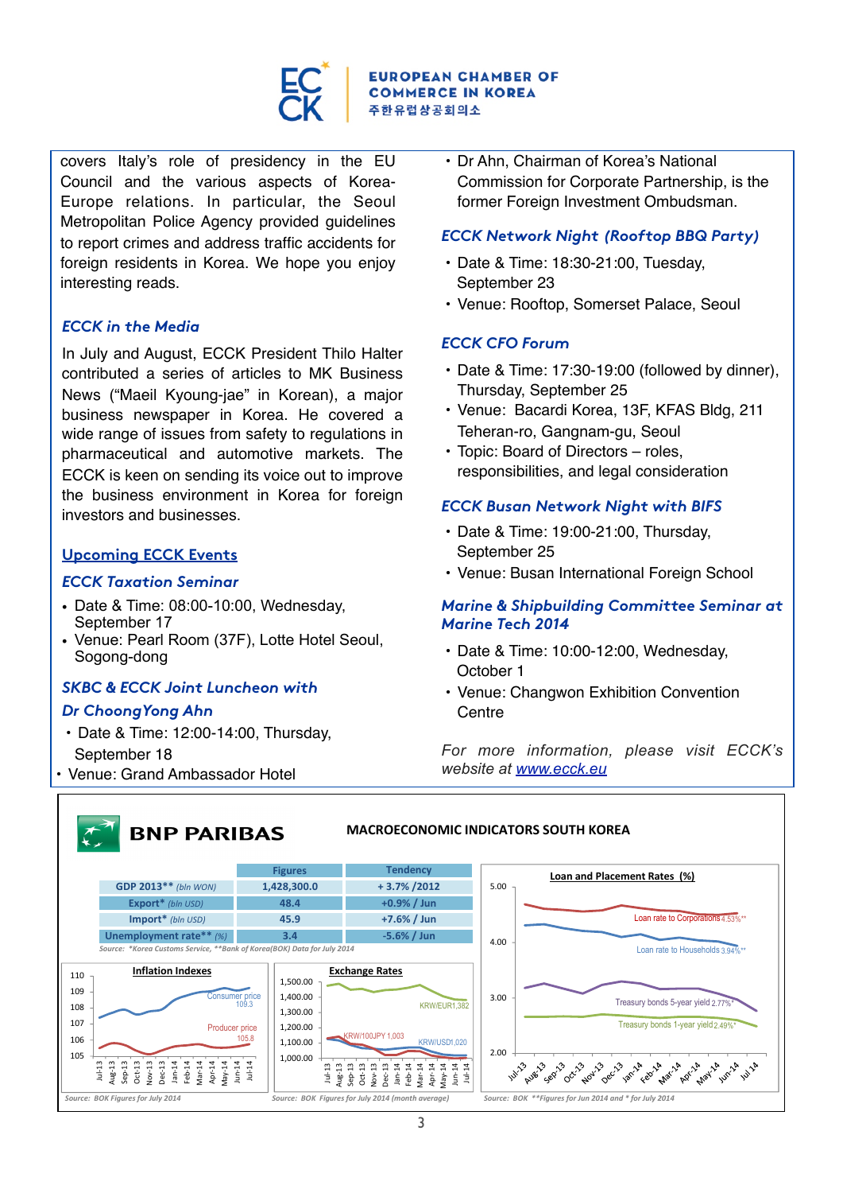# EUROPEAN CHAMBER OF COMMERCE IN KOREA
주한유럽상공회의소

covers Italy's role of presidency in the EU Council and the various aspects of Korea-Europe relations. In particular, the Seoul Metropolitan Police Agency provided guidelines to report crimes and address traffic accidents for foreign residents in Korea. We hope you enjoy interesting reads.

### *ECCK in the Media*

In July and August, ECCK President Thilo Halter contributed a series of articles to MK Business News ("Maeil Kyoung-jae" in Korean), a major business newspaper in Korea. He covered a wide range of issues from safety to regulations in pharmaceutical and automotive markets. The ECCK is keen on sending its voice out to improve the business environment in Korea for foreign investors and businesses.

## Upcoming ECCK Events

### *ECCK Taxation Seminar*

- Date & Time: 08:00-10:00, Wednesday, September 17
- Venue: Pearl Room (37F), Lotte Hotel Seoul, Sogong-dong

### *SKBC & ECCK Joint Luncheon with Dr ChoongYong Ahn*

- Date & Time: 12:00-14:00, Thursday, September 18
- Venue: Grand Ambassador Hotel
- Dr Ahn, Chairman of Korea's National Commission for Corporate Partnership, is the former Foreign Investment Ombudsman.

### *ECCK Network Night (Rooftop BBQ Party)*

- Date & Time: 18:30-21:00, Tuesday, September 23
- Venue: Rooftop, Somerset Palace, Seoul

### *ECCK CFO Forum*

- Date & Time: 17:30-19:00 (followed by dinner), Thursday, September 25
- Venue: Bacardi Korea, 13F, KFAS Bldg, 211 Teheran-ro, Gangnam-gu, Seoul
- Topic: Board of Directors – roles, responsibilities, and legal consideration

### *ECCK Busan Network Night with BIFS*

- Date & Time: 19:00-21:00, Thursday, September 25
- Venue: Busan International Foreign School

### *Marine & Shipbuilding Committee Seminar at Marine Tech 2014*

- Date & Time: 10:00-12:00, Wednesday, October 1
- Venue: Changwon Exhibition Convention Centre

*For more information, please visit ECCK's website at www.ecck.eu*

---

**BNP PARIBAS**

**MACROECONOMIC INDICATORS SOUTH KOREA**

| | Figures | Tendency |
|---|---|---|
| GDP 2013** *(bln WON)* | 1,428,300.0 | + 3.7% /2012 |
| Export* *(bln USD)* | 48.4 | +0.9% / Jun |
| Import* *(bln USD)* | 45.9 | +7.6% / Jun |
| Unemployment rate** *(%)* | 3.4 | -5.6% / Jun |

*Source: \*Korea Customs Service, \*\*Bank of Korea(BOK) Data for July 2014*

**Inflation Indexes**

110, 109, 108, 107, 106, 105

Consumer price 109.3

Producer price 105.8

Jul-13, Aug-13, Sep-13, Oct-13, Nov-13, Dec-13, Jan-14, Feb-14, Mar-14, Apr-14, May-14, Jun-14, Jul-14

*Source: BOK Figures for July 2014*

**Exchange Rates**

1,500.00, 1,400.00, 1,300.00, 1,200.00, 1,100.00, 1,000.00

KRW/EUR1,382

KRW/100JPY 1,003

KRW/USD1,020

Jul-13, Aug-13, Sep-13, Oct-13, Nov-13, Dec-13, Jan-14, Feb-14, Mar-14, Apr-14, May-14, Jun-14, Jul-14

*Source: BOK Figures for July 2014 (month average)*

**Loan and Placement Rates (%)**

5.00, 4.00, 3.00, 2.00

Loan rate to Corporations 4.53%**

Loan rate to Households 3.94%**

Treasury bonds 5-year yield 2.77%*

Treasury bonds 1-year yield 2.49%*

Jul-13, Aug-13, Sep-13, Oct-13, Nov-13, Dec-13, Jan-14, Feb-14, Mar-14, Apr-14, May-14, Jun-14, Jul-14

*Source: BOK \*\*Figures for Jun 2014 and \* for July 2014*